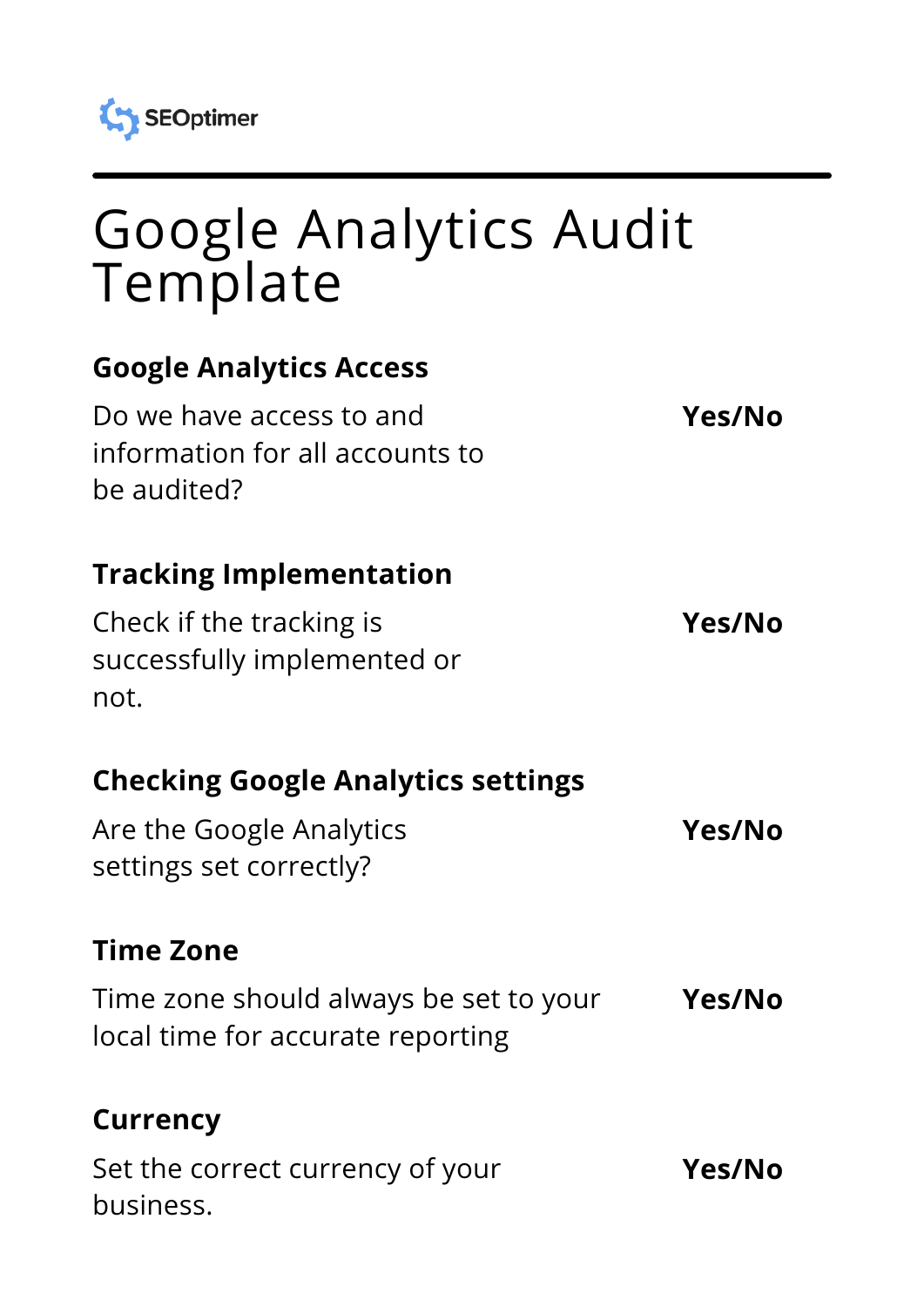SEOptimer

# Google Analytics Audit Template

### Google Analytics Access

Do we have access to and information for all accounts to be audited? **Yes/No**

### Tracking Implementation

Check if the tracking is successfully implemented or not. **Yes/No**

### Checking Google Analytics settings

Are the Google Analytics settings set correctly? **Yes/No**

### Time Zone

Time zone should always be set to your local time for accurate reporting **Yes/No**

### Currency

Set the correct currency of your business. **Yes/No**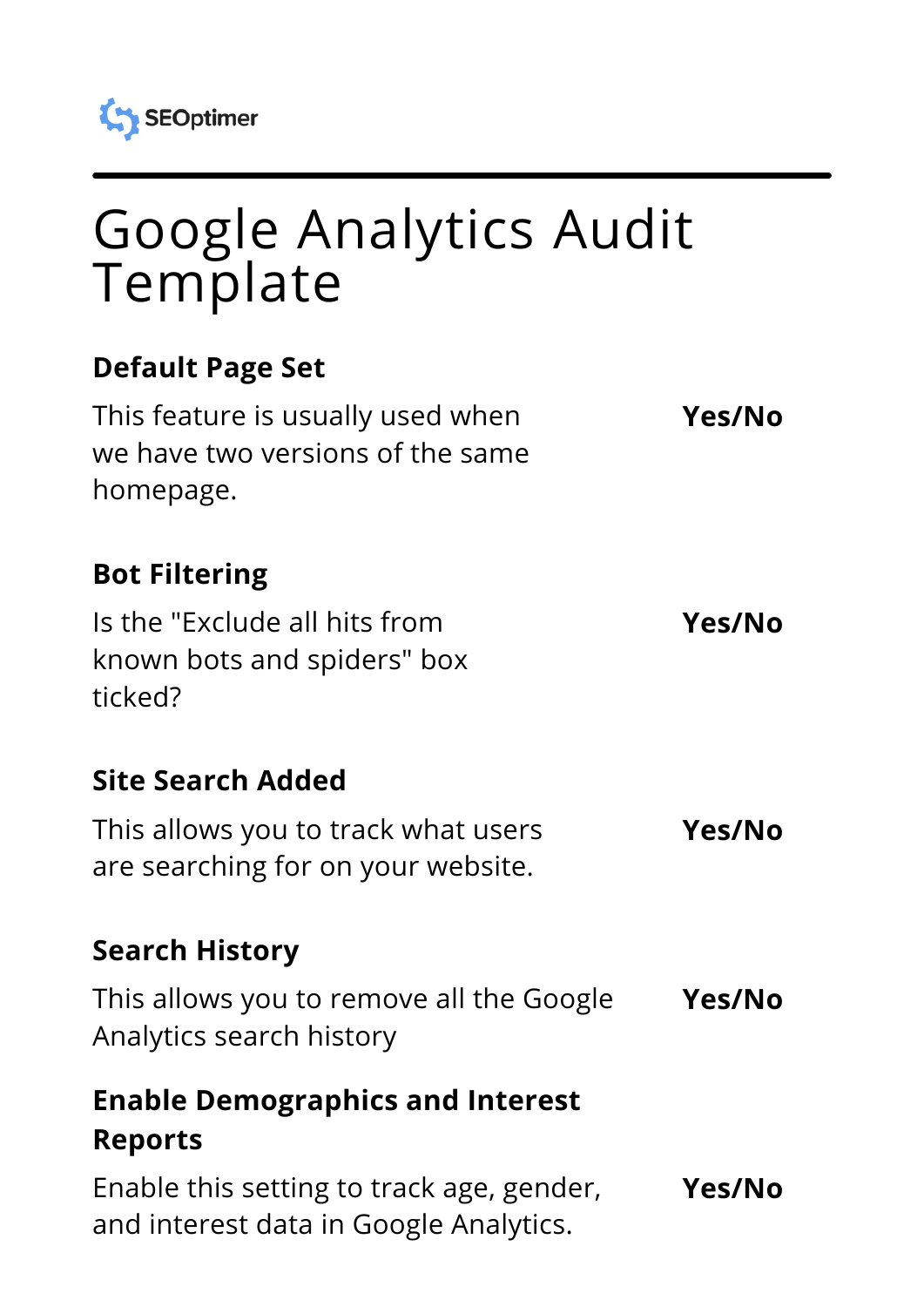SEOptimer

# Google Analytics Audit Template

### Default Page Set

This feature is usually used when we have two versions of the same homepage.

**Yes/No**

### Bot Filtering

Is the "Exclude all hits from known bots and spiders" box ticked?

**Yes/No**

### Site Search Added

This allows you to track what users are searching for on your website.

**Yes/No**

### Search History

This allows you to remove all the Google Analytics search history

**Yes/No**

### Enable Demographics and Interest Reports

Enable this setting to track age, gender, and interest data in Google Analytics.

**Yes/No**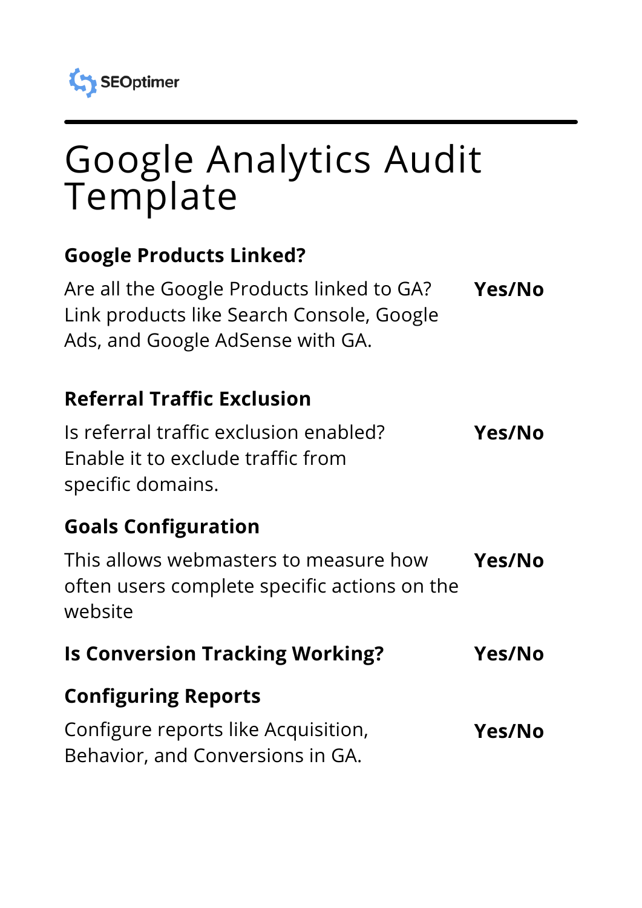SEOptimer

# Google Analytics Audit Template

### Google Products Linked?

Are all the Google Products linked to GA? Link products like Search Console, Google Ads, and Google AdSense with GA. **Yes/No**

### Referral Traffic Exclusion

Is referral traffic exclusion enabled? Enable it to exclude traffic from specific domains. **Yes/No**

### Goals Configuration

This allows webmasters to measure how often users complete specific actions on the website **Yes/No**

### Is Conversion Tracking Working? **Yes/No**

### Configuring Reports

Configure reports like Acquisition, Behavior, and Conversions in GA. **Yes/No**